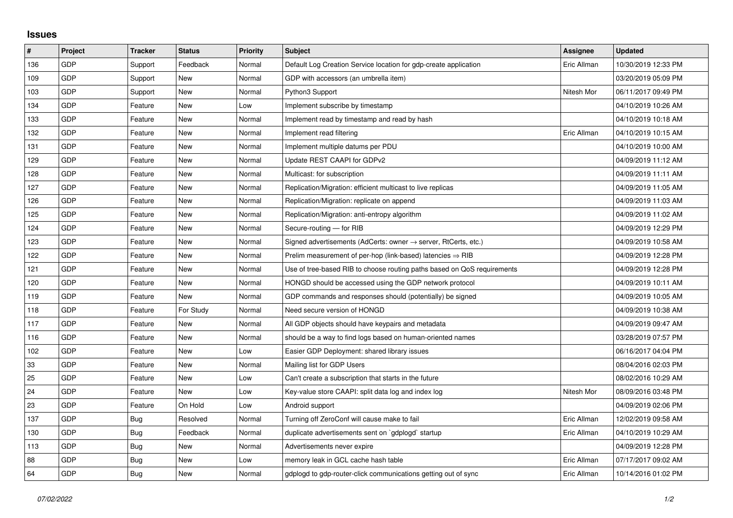## Issues

| # | Project | Tracker | Status | Priority | Subject | Assignee | Updated |
|---|---|---|---|---|---|---|---|
| 136 | GDP | Support | Feedback | Normal | Default Log Creation Service location for gdp-create application | Eric Allman | 10/30/2019 12:33 PM |
| 109 | GDP | Support | New | Normal | GDP with accessors (an umbrella item) | | 03/20/2019 05:09 PM |
| 103 | GDP | Support | New | Normal | Python3 Support | Nitesh Mor | 06/11/2017 09:49 PM |
| 134 | GDP | Feature | New | Low | Implement subscribe by timestamp | | 04/10/2019 10:26 AM |
| 133 | GDP | Feature | New | Normal | Implement read by timestamp and read by hash | | 04/10/2019 10:18 AM |
| 132 | GDP | Feature | New | Normal | Implement read filtering | Eric Allman | 04/10/2019 10:15 AM |
| 131 | GDP | Feature | New | Normal | Implement multiple datums per PDU | | 04/10/2019 10:00 AM |
| 129 | GDP | Feature | New | Normal | Update REST CAAPI for GDPv2 | | 04/09/2019 11:12 AM |
| 128 | GDP | Feature | New | Normal | Multicast: for subscription | | 04/09/2019 11:11 AM |
| 127 | GDP | Feature | New | Normal | Replication/Migration: efficient multicast to live replicas | | 04/09/2019 11:05 AM |
| 126 | GDP | Feature | New | Normal | Replication/Migration: replicate on append | | 04/09/2019 11:03 AM |
| 125 | GDP | Feature | New | Normal | Replication/Migration: anti-entropy algorithm | | 04/09/2019 11:02 AM |
| 124 | GDP | Feature | New | Normal | Secure-routing — for RIB | | 04/09/2019 12:29 PM |
| 123 | GDP | Feature | New | Normal | Signed advertisements (AdCerts: owner → server, RtCerts, etc.) | | 04/09/2019 10:58 AM |
| 122 | GDP | Feature | New | Normal | Prelim measurement of per-hop (link-based) latencies ⇒ RIB | | 04/09/2019 12:28 PM |
| 121 | GDP | Feature | New | Normal | Use of tree-based RIB to choose routing paths based on QoS requirements | | 04/09/2019 12:28 PM |
| 120 | GDP | Feature | New | Normal | HONGD should be accessed using the GDP network protocol | | 04/09/2019 10:11 AM |
| 119 | GDP | Feature | New | Normal | GDP commands and responses should (potentially) be signed | | 04/09/2019 10:05 AM |
| 118 | GDP | Feature | For Study | Normal | Need secure version of HONGD | | 04/09/2019 10:38 AM |
| 117 | GDP | Feature | New | Normal | All GDP objects should have keypairs and metadata | | 04/09/2019 09:47 AM |
| 116 | GDP | Feature | New | Normal | should be a way to find logs based on human-oriented names | | 03/28/2019 07:57 PM |
| 102 | GDP | Feature | New | Low | Easier GDP Deployment: shared library issues | | 06/16/2017 04:04 PM |
| 33 | GDP | Feature | New | Normal | Mailing list for GDP Users | | 08/04/2016 02:03 PM |
| 25 | GDP | Feature | New | Low | Can't create a subscription that starts in the future | | 08/02/2016 10:29 AM |
| 24 | GDP | Feature | New | Low | Key-value store CAAPI: split data log and index log | Nitesh Mor | 08/09/2016 03:48 PM |
| 23 | GDP | Feature | On Hold | Low | Android support | | 04/09/2019 02:06 PM |
| 137 | GDP | Bug | Resolved | Normal | Turning off ZeroConf will cause make to fail | Eric Allman | 12/02/2019 09:58 AM |
| 130 | GDP | Bug | Feedback | Normal | duplicate advertisements sent on `gdplogd` startup | Eric Allman | 04/10/2019 10:29 AM |
| 113 | GDP | Bug | New | Normal | Advertisements never expire | | 04/09/2019 12:28 PM |
| 88 | GDP | Bug | New | Low | memory leak in GCL cache hash table | Eric Allman | 07/17/2017 09:02 AM |
| 64 | GDP | Bug | New | Normal | gdplogd to gdp-router-click communications getting out of sync | Eric Allman | 10/14/2016 01:02 PM |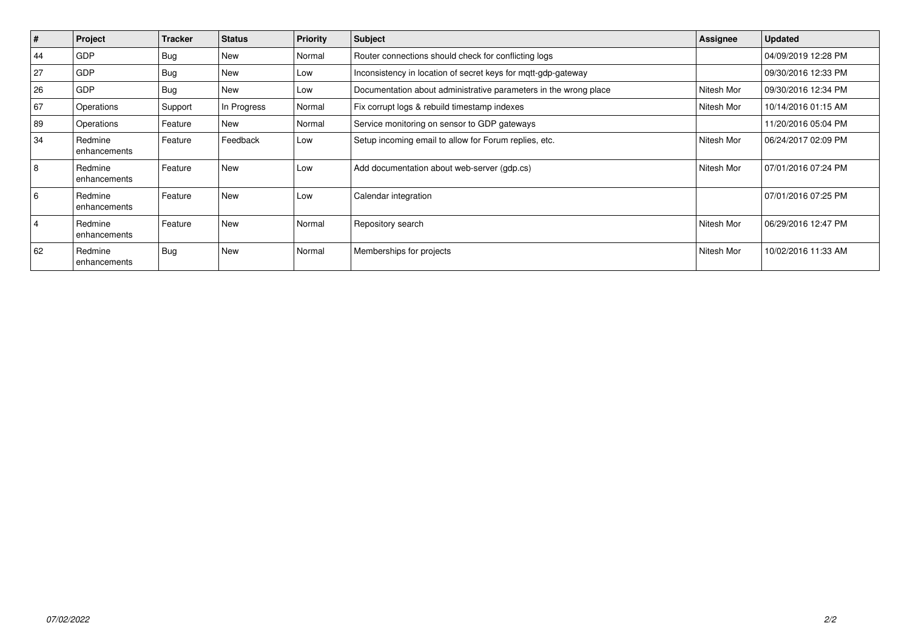| # | Project | Tracker | Status | Priority | Subject | Assignee | Updated |
|---|---|---|---|---|---|---|---|
| 44 | GDP | Bug | New | Normal | Router connections should check for conflicting logs | | 04/09/2019 12:28 PM |
| 27 | GDP | Bug | New | Low | Inconsistency in location of secret keys for mqtt-gdp-gateway | | 09/30/2016 12:33 PM |
| 26 | GDP | Bug | New | Low | Documentation about administrative parameters in the wrong place | Nitesh Mor | 09/30/2016 12:34 PM |
| 67 | Operations | Support | In Progress | Normal | Fix corrupt logs & rebuild timestamp indexes | Nitesh Mor | 10/14/2016 01:15 AM |
| 89 | Operations | Feature | New | Normal | Service monitoring on sensor to GDP gateways | | 11/20/2016 05:04 PM |
| 34 | Redmine enhancements | Feature | Feedback | Low | Setup incoming email to allow for Forum replies, etc. | Nitesh Mor | 06/24/2017 02:09 PM |
| 8 | Redmine enhancements | Feature | New | Low | Add documentation about web-server (gdp.cs) | Nitesh Mor | 07/01/2016 07:24 PM |
| 6 | Redmine enhancements | Feature | New | Low | Calendar integration | | 07/01/2016 07:25 PM |
| 4 | Redmine enhancements | Feature | New | Normal | Repository search | Nitesh Mor | 06/29/2016 12:47 PM |
| 62 | Redmine enhancements | Bug | New | Normal | Memberships for projects | Nitesh Mor | 10/02/2016 11:33 AM |

*07/02/2022*